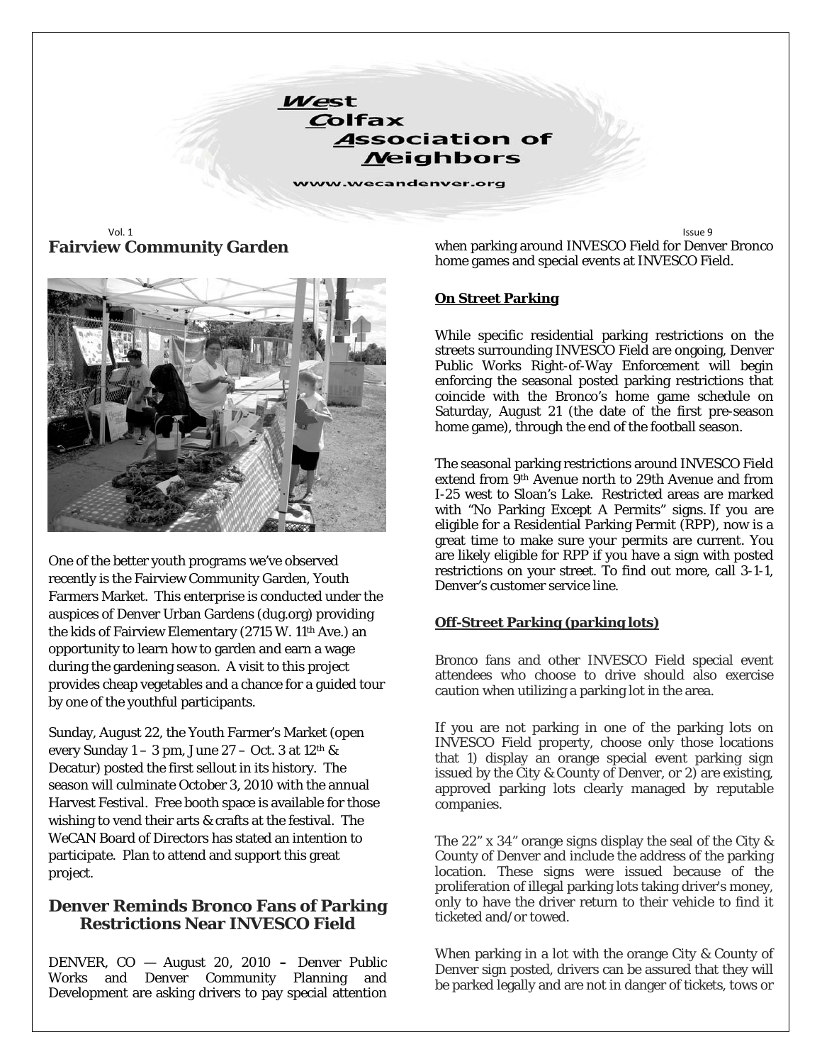# West Colfax Association of Neighbors

www.wecandenver.org

Vol. 1 Issue 9

## Fairview Community Garden

One of the better youth programs we've observed recently is the Fairview Community Garden, Youth Farmers Market. This enterprise is conducted under the auspices of Denver Urban Gardens (dug.org) providing the kids of Fairview Elementary (2715 W. 11th Ave.) an opportunity to learn how to garden and earn a wage during the gardening season. A visit to this project provides cheap vegetables and a chance for a guided tour by one of the youthful participants.

Sunday, August 22, the Youth Farmer's Market (open every Sunday 1 – 3 pm, June 27 – Oct. 3 at 12th & Decatur) posted the first sellout in its history. The season will culminate October 3, 2010 with the annual Harvest Festival. Free booth space is available for those wishing to vend their arts & crafts at the festival. The WeCAN Board of Directors has stated an intention to participate. Plan to attend and support this great project.

## Denver Reminds Bronco Fans of Parking Restrictions Near INVESCO Field

DENVER, CO — August 20, 2010 – Denver Public Works and Denver Community Planning and Development are asking drivers to pay special attention when parking around INVESCO Field for Denver Bronco home games and special events at INVESCO Field.

### On Street Parking

While specific residential parking restrictions on the streets surrounding INVESCO Field are ongoing, Denver Public Works Right-of-Way Enforcement will begin enforcing the seasonal posted parking restrictions that coincide with the Bronco's home game schedule on Saturday, August 21 (the date of the first pre-season home game), through the end of the football season.

The seasonal parking restrictions around INVESCO Field extend from 9th Avenue north to 29th Avenue and from I-25 west to Sloan's Lake. Restricted areas are marked with "No Parking Except A Permits" signs. If you are eligible for a Residential Parking Permit (RPP), now is a great time to make sure your permits are current. You are likely eligible for RPP if you have a sign with posted restrictions on your street. To find out more, call 3-1-1, Denver's customer service line.

### Off-Street Parking (parking lots)

Bronco fans and other INVESCO Field special event attendees who choose to drive should also exercise caution when utilizing a parking lot in the area.

If you are not parking in one of the parking lots on INVESCO Field property, choose only those locations that 1) display an orange special event parking sign issued by the City & County of Denver, or 2) are existing, approved parking lots clearly managed by reputable companies.

The 22" x 34" orange signs display the seal of the City & County of Denver and include the address of the parking location. These signs were issued because of the proliferation of illegal parking lots taking driver's money, only to have the driver return to their vehicle to find it ticketed and/or towed.

When parking in a lot with the orange City & County of Denver sign posted, drivers can be assured that they will be parked legally and are not in danger of tickets, tows or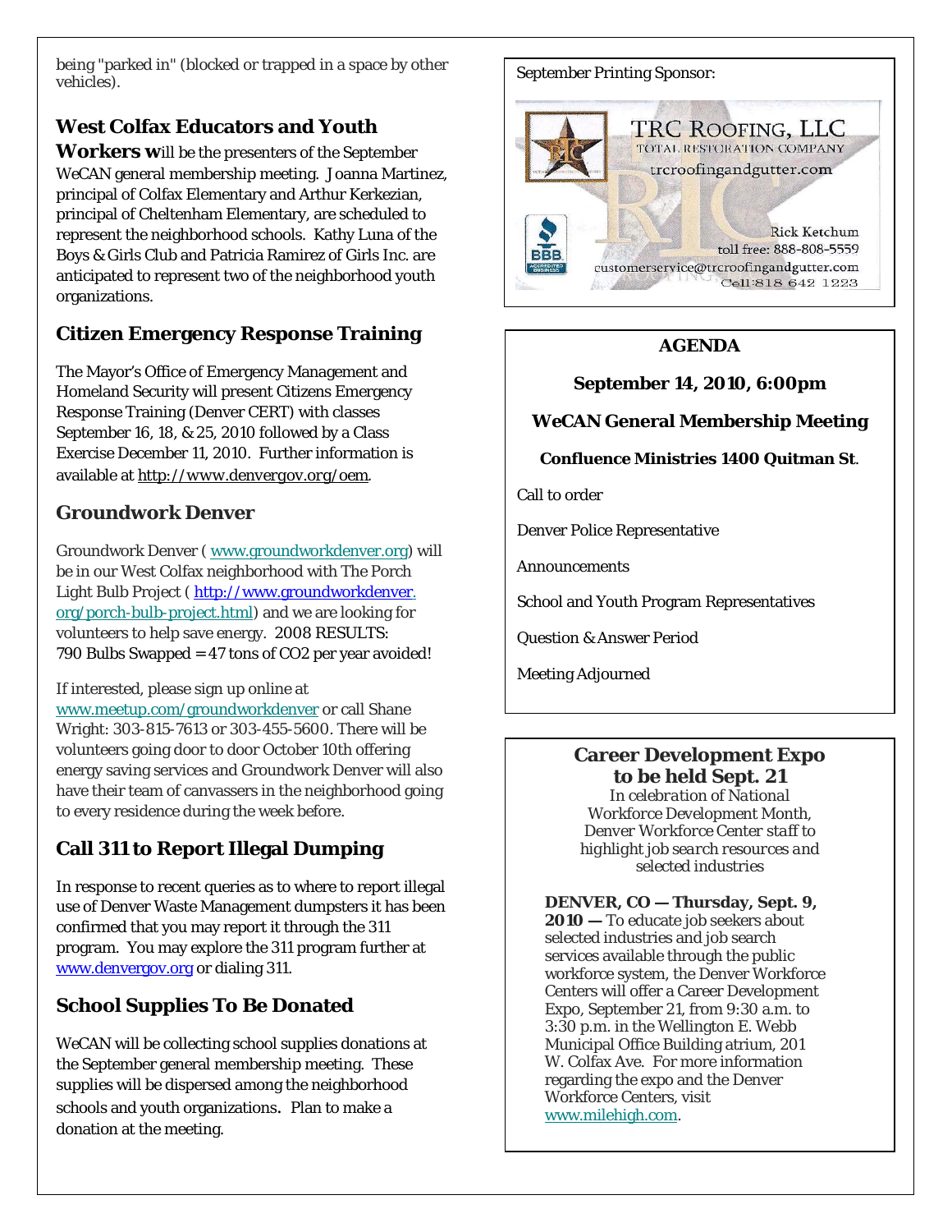being "parked in" (blocked or trapped in a space by other vehicles).

## West Colfax Educators and Youth Workers

**West Colfax Educators and Youth Workers** will be the presenters of the September WeCAN general membership meeting. Joanna Martinez, principal of Colfax Elementary and Arthur Kerkezian, principal of Cheltenham Elementary, are scheduled to represent the neighborhood schools. Kathy Luna of the Boys & Girls Club and Patricia Ramirez of Girls Inc. are anticipated to represent two of the neighborhood youth organizations.

## Citizen Emergency Response Training

The Mayor's Office of Emergency Management and Homeland Security will present Citizens Emergency Response Training (Denver CERT) with classes September 16, 18, & 25, 2010 followed by a Class Exercise December 11, 2010. Further information is available at http://www.denvergov.org/oem.

## Groundwork Denver

Groundwork Denver ( www.groundworkdenver.org) will be in our West Colfax neighborhood with The Porch Light Bulb Project ( http://www.groundworkdenver.org/porch-bulb-project.html) and we are looking for volunteers to help save energy. 2008 RESULTS: 790 Bulbs Swapped = 47 tons of $CO_2$ per year avoided!

If interested, please sign up online at www.meetup.com/groundworkdenver or call Shane Wright: 303-815-7613 or 303-455-5600. There will be volunteers going door to door October 10th offering energy saving services and Groundwork Denver will also have their team of canvassers in the neighborhood going to every residence during the week before.

## Call 311 to Report Illegal Dumping

In response to recent queries as to where to report illegal use of Denver Waste Management dumpsters it has been confirmed that you may report it through the 311 program. You may explore the 311 program further at www.denvergov.org or dialing 311.

## School Supplies To Be Donated

WeCAN will be collecting school supplies donations at the September general membership meeting. These supplies will be dispersed among the neighborhood schools and youth organizations. Plan to make a donation at the meeting.

September Printing Sponsor:

TRC ROOFING, LLC
TOTAL RESTORATION COMPANY
trcroofingandgutter.com
Rick Ketchum
toll free: 888-808-5559
customerservice@trcroofingandgutter.com
Cell:818 642 1223

## AGENDA

**September 14, 2010, 6:00pm**

**WeCAN General Membership Meeting**

**Confluence Ministries 1400 Quitman St.**

Call to order

Denver Police Representative

Announcements

School and Youth Program Representatives

Question & Answer Period

Meeting Adjourned

## Career Development Expo to be held Sept. 21

*In celebration of National Workforce Development Month, Denver Workforce Center staff to highlight job search resources and selected industries*

**DENVER, CO — Thursday, Sept. 9, 2010 —** To educate job seekers about selected industries and job search services available through the public workforce system, the Denver Workforce Centers will offer a Career Development Expo, September 21, from 9:30 a.m. to 3:30 p.m. in the Wellington E. Webb Municipal Office Building atrium, 201 W. Colfax Ave. For more information regarding the expo and the Denver Workforce Centers, visit www.milehigh.com.